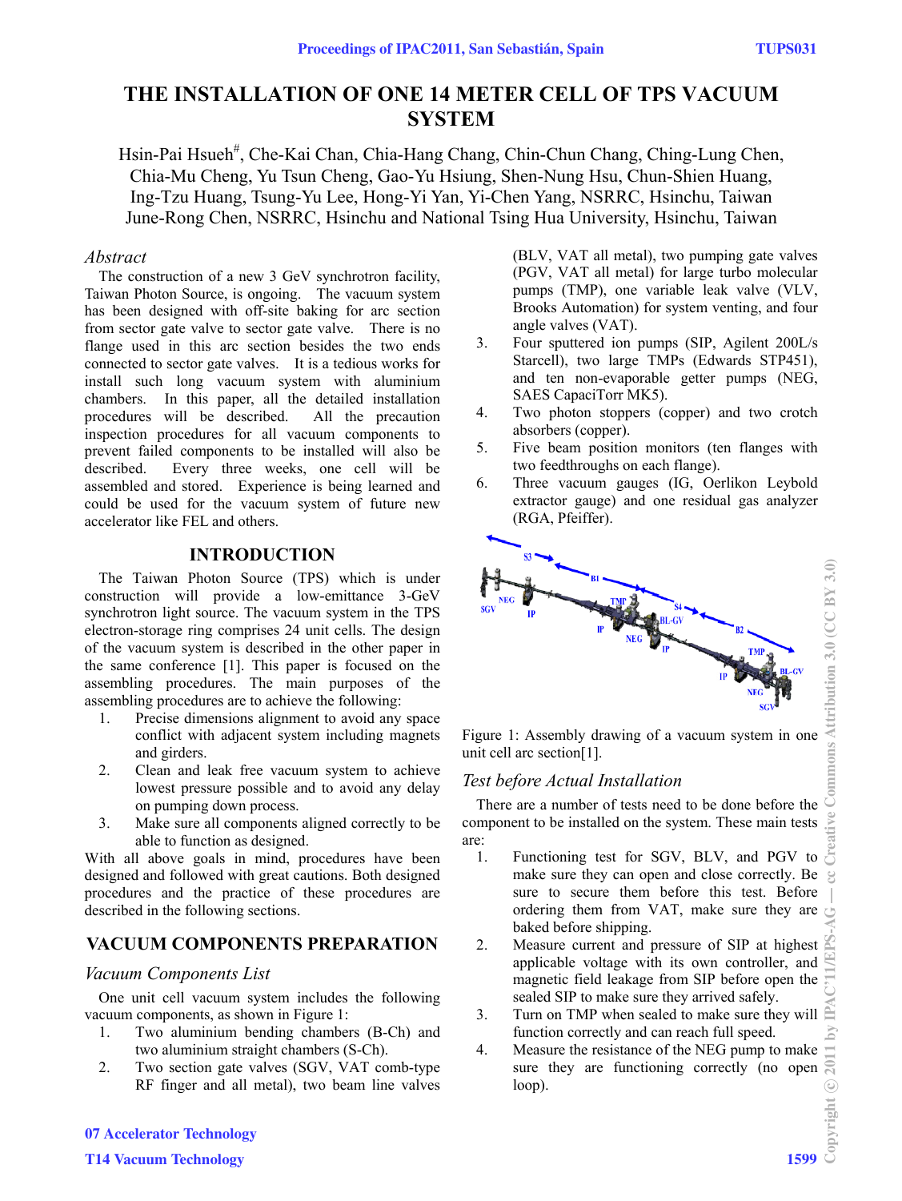# THE INSTALLATION OF ONE 14 METER CELL OF TPS VACUUM SYSTEM

Hsin-Pai Hsueh#, Che-Kai Chan, Chia-Hang Chang, Chin-Chun Chang, Ching-Lung Chen, Chia-Mu Cheng, Yu Tsun Cheng, Gao-Yu Hsiung, Shen-Nung Hsu, Chun-Shien Huang, Ing-Tzu Huang, Tsung-Yu Lee, Hong-Yi Yan, Yi-Chen Yang, NSRRC, Hsinchu, Taiwan
June-Rong Chen, NSRRC, Hsinchu and National Tsing Hua University, Hsinchu, Taiwan

### *Abstract*

The construction of a new 3 GeV synchrotron facility, Taiwan Photon Source, is ongoing. The vacuum system has been designed with off-site baking for arc section from sector gate valve to sector gate valve. There is no flange used in this arc section besides the two ends connected to sector gate valves. It is a tedious works for install such long vacuum system with aluminium chambers. In this paper, all the detailed installation procedures will be described. All the precaution inspection procedures for all vacuum components to prevent failed components to be installed will also be described. Every three weeks, one cell will be assembled and stored. Experience is being learned and could be used for the vacuum system of future new accelerator like FEL and others.

## INTRODUCTION

The Taiwan Photon Source (TPS) which is under construction will provide a low-emittance 3-GeV synchrotron light source. The vacuum system in the TPS electron-storage ring comprises 24 unit cells. The design of the vacuum system is described in the other paper in the same conference [1]. This paper is focused on the assembling procedures. The main purposes of the assembling procedures are to achieve the following:

1. Precise dimensions alignment to avoid any space conflict with adjacent system including magnets and girders.
2. Clean and leak free vacuum system to achieve lowest pressure possible and to avoid any delay on pumping down process.
3. Make sure all components aligned correctly to be able to function as designed.

With all above goals in mind, procedures have been designed and followed with great cautions. Both designed procedures and the practice of these procedures are described in the following sections.

## VACUUM COMPONENTS PREPARATION

### *Vacuum Components List*

One unit cell vacuum system includes the following vacuum components, as shown in Figure 1:

1. Two aluminium bending chambers (B-Ch) and two aluminium straight chambers (S-Ch).
2. Two section gate valves (SGV, VAT comb-type RF finger and all metal), two beam line valves (BLV, VAT all metal), two pumping gate valves (PGV, VAT all metal) for large turbo molecular pumps (TMP), one variable leak valve (VLV, Brooks Automation) for system venting, and four angle valves (VAT).
3. Four sputtered ion pumps (SIP, Agilent 200L/s Starcell), two large TMPs (Edwards STP451), and ten non-evaporable getter pumps (NEG, SAES CapaciTorr MK5).
4. Two photon stoppers (copper) and two crotch absorbers (copper).
5. Five beam position monitors (ten flanges with two feedthroughs on each flange).
6. Three vacuum gauges (IG, Oerlikon Leybold extractor gauge) and one residual gas analyzer (RGA, Pfeiffer).

Figure 1: Assembly drawing of a vacuum system in one unit cell arc section[1].

### *Test before Actual Installation*

There are a number of tests need to be done before the component to be installed on the system. These main tests are:

1. Functioning test for SGV, BLV, and PGV to make sure they can open and close correctly. Be sure to secure them before this test. Before ordering them from VAT, make sure they are baked before shipping.
2. Measure current and pressure of SIP at highest applicable voltage with its own controller, and magnetic field leakage from SIP before open the sealed SIP to make sure they arrived safely.
3. Turn on TMP when sealed to make sure they will function correctly and can reach full speed.
4. Measure the resistance of the NEG pump to make sure they are functioning correctly (no open loop).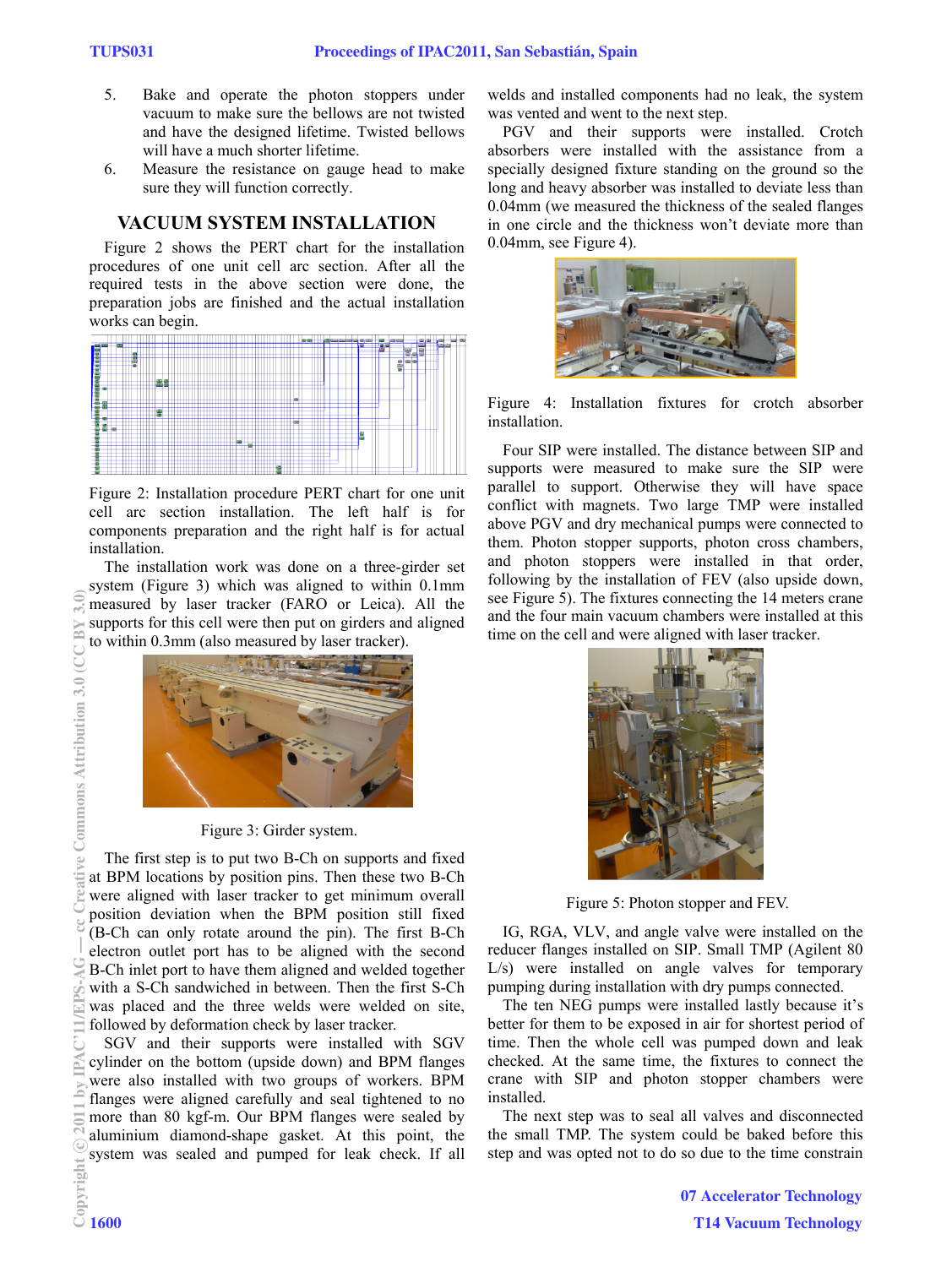5. Bake and operate the photon stoppers under vacuum to make sure the bellows are not twisted and have the designed lifetime. Twisted bellows will have a much shorter lifetime.
6. Measure the resistance on gauge head to make sure they will function correctly.

## VACUUM SYSTEM INSTALLATION

Figure 2 shows the PERT chart for the installation procedures of one unit cell arc section. After all the required tests in the above section were done, the preparation jobs are finished and the actual installation works can begin.

Figure 2: Installation procedure PERT chart for one unit cell arc section installation. The left half is for components preparation and the right half is for actual installation.

The installation work was done on a three-girder set system (Figure 3) which was aligned to within 0.1mm measured by laser tracker (FARO or Leica). All the supports for this cell were then put on girders and aligned to within 0.3mm (also measured by laser tracker).

Figure 3: Girder system.

The first step is to put two B-Ch on supports and fixed at BPM locations by position pins. Then these two B-Ch were aligned with laser tracker to get minimum overall position deviation when the BPM position still fixed (B-Ch can only rotate around the pin). The first B-Ch electron outlet port has to be aligned with the second B-Ch inlet port to have them aligned and welded together with a S-Ch sandwiched in between. Then the first S-Ch was placed and the three welds were welded on site, followed by deformation check by laser tracker.

SGV and their supports were installed with SGV cylinder on the bottom (upside down) and BPM flanges were also installed with two groups of workers. BPM flanges were aligned carefully and seal tightened to no more than 80 kgf-m. Our BPM flanges were sealed by aluminium diamond-shape gasket. At this point, the system was sealed and pumped for leak check. If all welds and installed components had no leak, the system was vented and went to the next step.

PGV and their supports were installed. Crotch absorbers were installed with the assistance from a specially designed fixture standing on the ground so the long and heavy absorber was installed to deviate less than 0.04mm (we measured the thickness of the sealed flanges in one circle and the thickness won't deviate more than 0.04mm, see Figure 4).

Figure 4: Installation fixtures for crotch absorber installation.

Four SIP were installed. The distance between SIP and supports were measured to make sure the SIP were parallel to support. Otherwise they will have space conflict with magnets. Two large TMP were installed above PGV and dry mechanical pumps were connected to them. Photon stopper supports, photon cross chambers, and photon stoppers were installed in that order, following by the installation of FEV (also upside down, see Figure 5). The fixtures connecting the 14 meters crane and the four main vacuum chambers were installed at this time on the cell and were aligned with laser tracker.

Figure 5: Photon stopper and FEV.

IG, RGA, VLV, and angle valve were installed on the reducer flanges installed on SIP. Small TMP (Agilent 80 L/s) were installed on angle valves for temporary pumping during installation with dry pumps connected.

The ten NEG pumps were installed lastly because it's better for them to be exposed in air for shortest period of time. Then the whole cell was pumped down and leak checked. At the same time, the fixtures to connect the crane with SIP and photon stopper chambers were installed.

The next step was to seal all valves and disconnected the small TMP. The system could be baked before this step and was opted not to do so due to the time constrain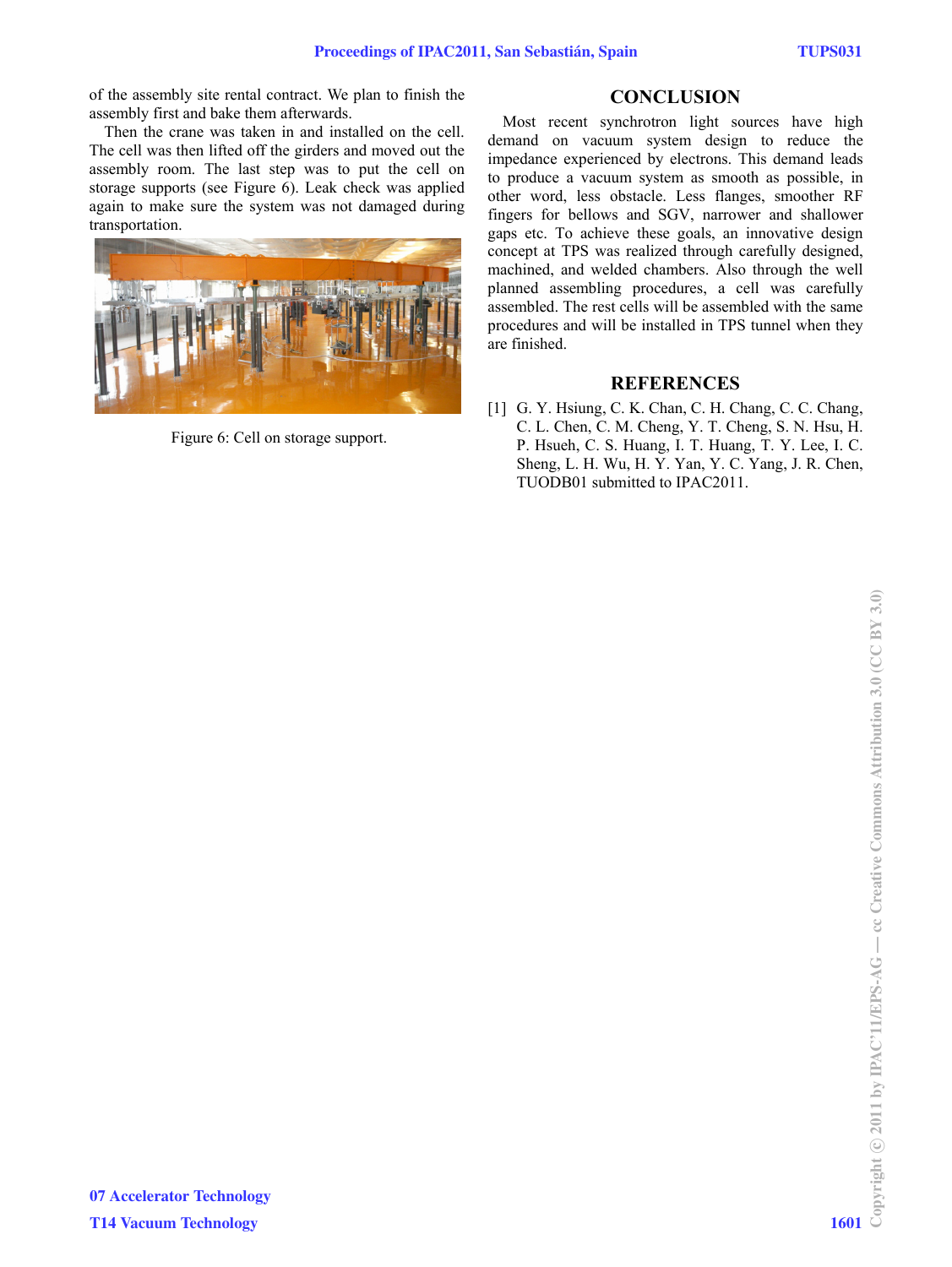of the assembly site rental contract. We plan to finish the assembly first and bake them afterwards.

Then the crane was taken in and installed on the cell. The cell was then lifted off the girders and moved out the assembly room. The last step was to put the cell on storage supports (see Figure 6). Leak check was applied again to make sure the system was not damaged during transportation.

Figure 6: Cell on storage support.

## CONCLUSION

Most recent synchrotron light sources have high demand on vacuum system design to reduce the impedance experienced by electrons. This demand leads to produce a vacuum system as smooth as possible, in other word, less obstacle. Less flanges, smoother RF fingers for bellows and SGV, narrower and shallower gaps etc. To achieve these goals, an innovative design concept at TPS was realized through carefully designed, machined, and welded chambers. Also through the well planned assembling procedures, a cell was carefully assembled. The rest cells will be assembled with the same procedures and will be installed in TPS tunnel when they are finished.

## REFERENCES

[1] G. Y. Hsiung, C. K. Chan, C. H. Chang, C. C. Chang, C. L. Chen, C. M. Cheng, Y. T. Cheng, S. N. Hsu, H. P. Hsueh, C. S. Huang, I. T. Huang, T. Y. Lee, I. C. Sheng, L. H. Wu, H. Y. Yan, Y. C. Yang, J. R. Chen, TUODB01 submitted to IPAC2011.